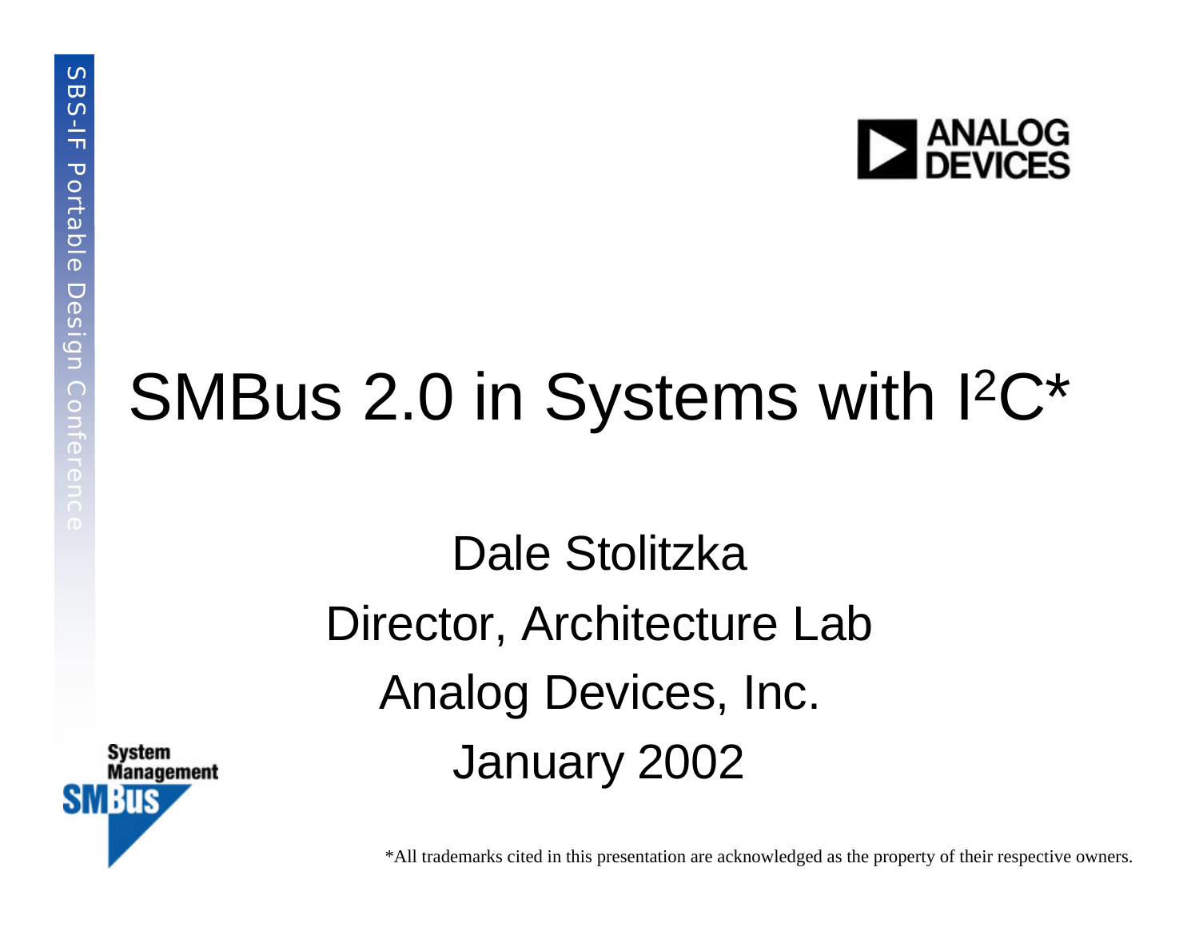# SMBus 2.0 in Systems with $I^2C$*

Dale Stolitzka

Director, Architecture Lab

Analog Devices, Inc.

January 2002

*All trademarks cited in this presentation are acknowledged as the property of their respective owners.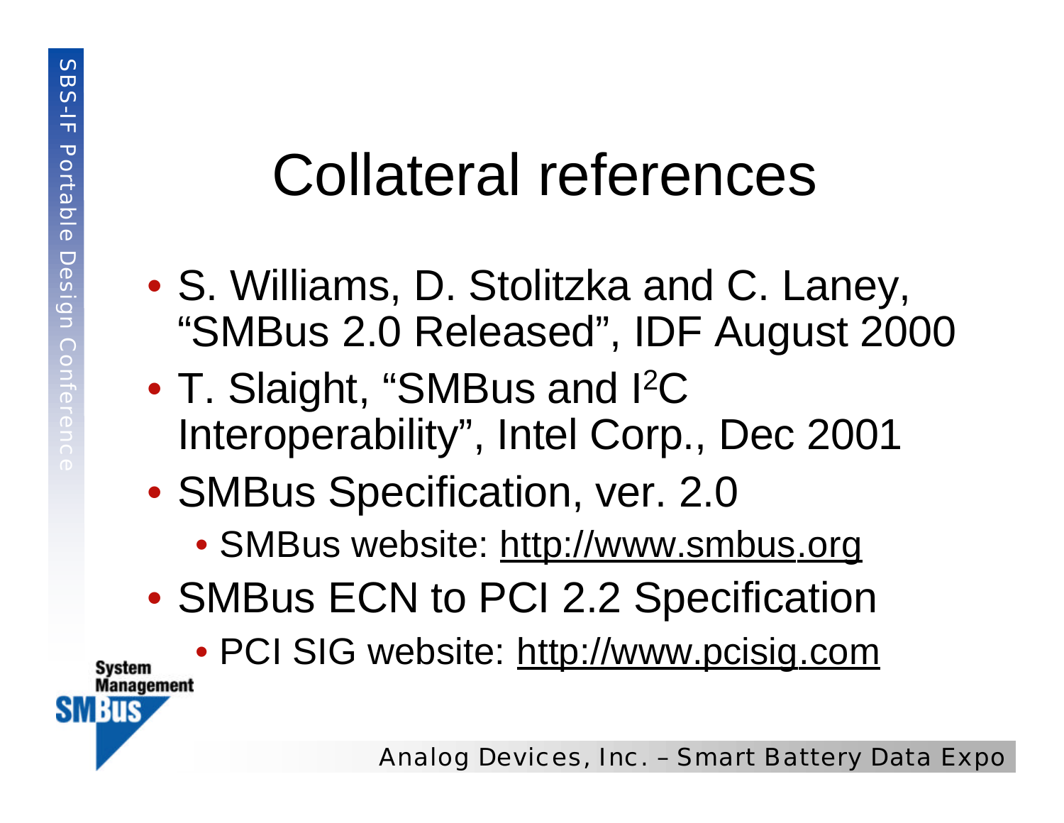# Collateral references

- S. Williams, D. Stolitzka and C. Laney, "SMBus 2.0 Released", IDF August 2000
- T. Slaight, "SMBus and $I^2C$ Interoperability", Intel Corp., Dec 2001
- SMBus Specification, ver. 2.0
  - SMBus website: http://www.smbus.org
- SMBus ECN to PCI 2.2 Specification
  - PCI SIG website: http://www.pcisig.com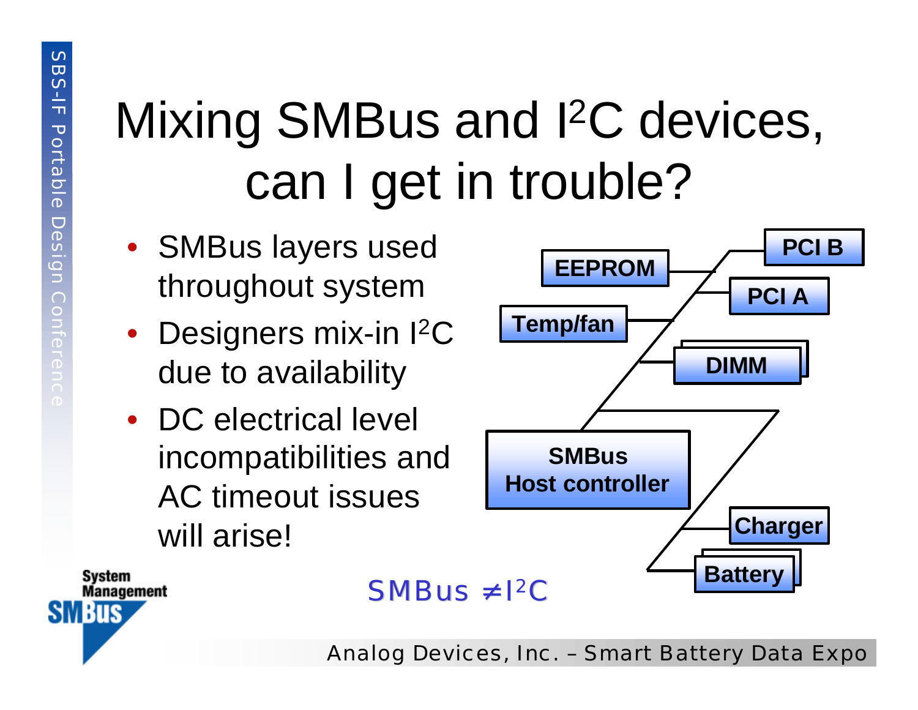# Mixing SMBus and I$^2$C devices, can I get in trouble?

- SMBus layers used throughout system
- Designers mix-in I$^2$C due to availability
- DC electrical level incompatibilities and AC timeout issues will arise!

EEPROM

PCI B

PCI A

Temp/fan

DIMM

SMBus Host controller

Charger

Battery

SMBus ≠ I$^2$C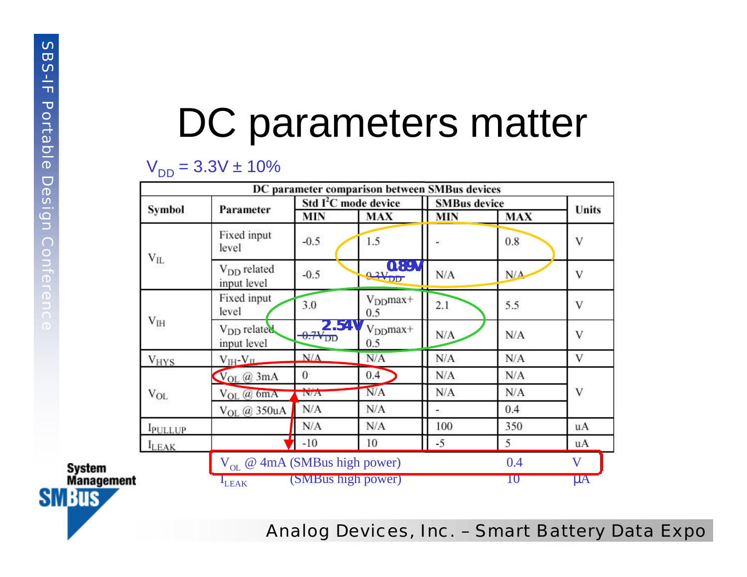# DC parameters matter

$V_{DD}$ = 3.3V ± 10%

| DC parameter comparison between SMBus devices | | | | | | |
|---|---|---|---|---|---|---|
| Symbol | Parameter | Std I²C mode device | | SMBus device | | Units |
| | | MIN | MAX | MIN | MAX | |
| $V_{IL}$ | Fixed input level | -0.5 | 1.5 | - | 0.8 | V |
| | $V_{DD}$ related input level | -0.5 | ~~$0.3V_{DD}$~~ 0.89V | N/A | N/A | V |
| $V_{IH}$ | Fixed input level | 3.0 | $V_{DD}$max+ 0.5 | 2.1 | 5.5 | V |
| | $V_{DD}$ related input level | ~~$0.7V_{DD}$~~ 2.54V | $V_{DD}$max+ 0.5 | N/A | N/A | V |
| $V_{HYS}$ | $V_{IH}$-$V_{IL}$ | N/A | N/A | N/A | N/A | V |
| $V_{OL}$ | $V_{OL}$ @ 3mA | 0 | 0.4 | N/A | N/A | V |
| | $V_{OL}$ @ 6mA | N/A | N/A | N/A | N/A | V |
| | $V_{OL}$ @ 350uA | N/A | N/A | - | 0.4 | V |
| $I_{PULLUP}$ | | N/A | N/A | 100 | 350 | uA |
| $I_{LEAK}$ | | -10 | 10 | -5 | 5 | uA |
| | $V_{OL}$ @ 4mA (SMBus high power) | | | | 0.4 | V |
| $I_{LEAK}$ | (SMBus high power) | | | | 10 | µA |

Analog Devices, Inc. – Smart Battery Data Expo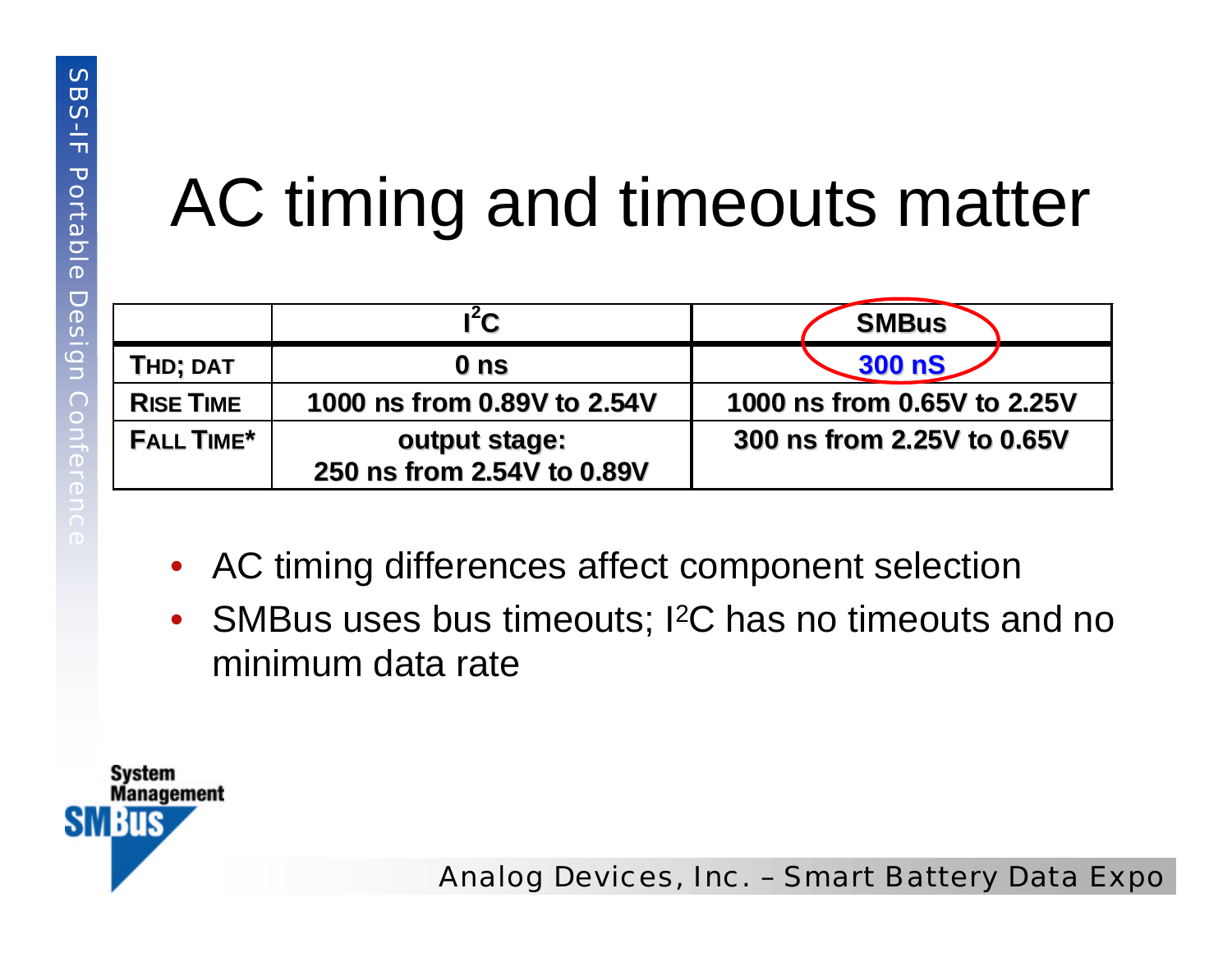# AC timing and timeouts matter

| | $I^2C$ | SMBus |
|---|---|---|
| THD; DAT | 0 ns | 300 nS |
| RISE TIME | 1000 ns from 0.89V to 2.54V | 1000 ns from 0.65V to 2.25V |
| FALL TIME* | output stage: 250 ns from 2.54V to 0.89V | 300 ns from 2.25V to 0.65V |

- AC timing differences affect component selection
- SMBus uses bus timeouts; $I^2C$ has no timeouts and no minimum data rate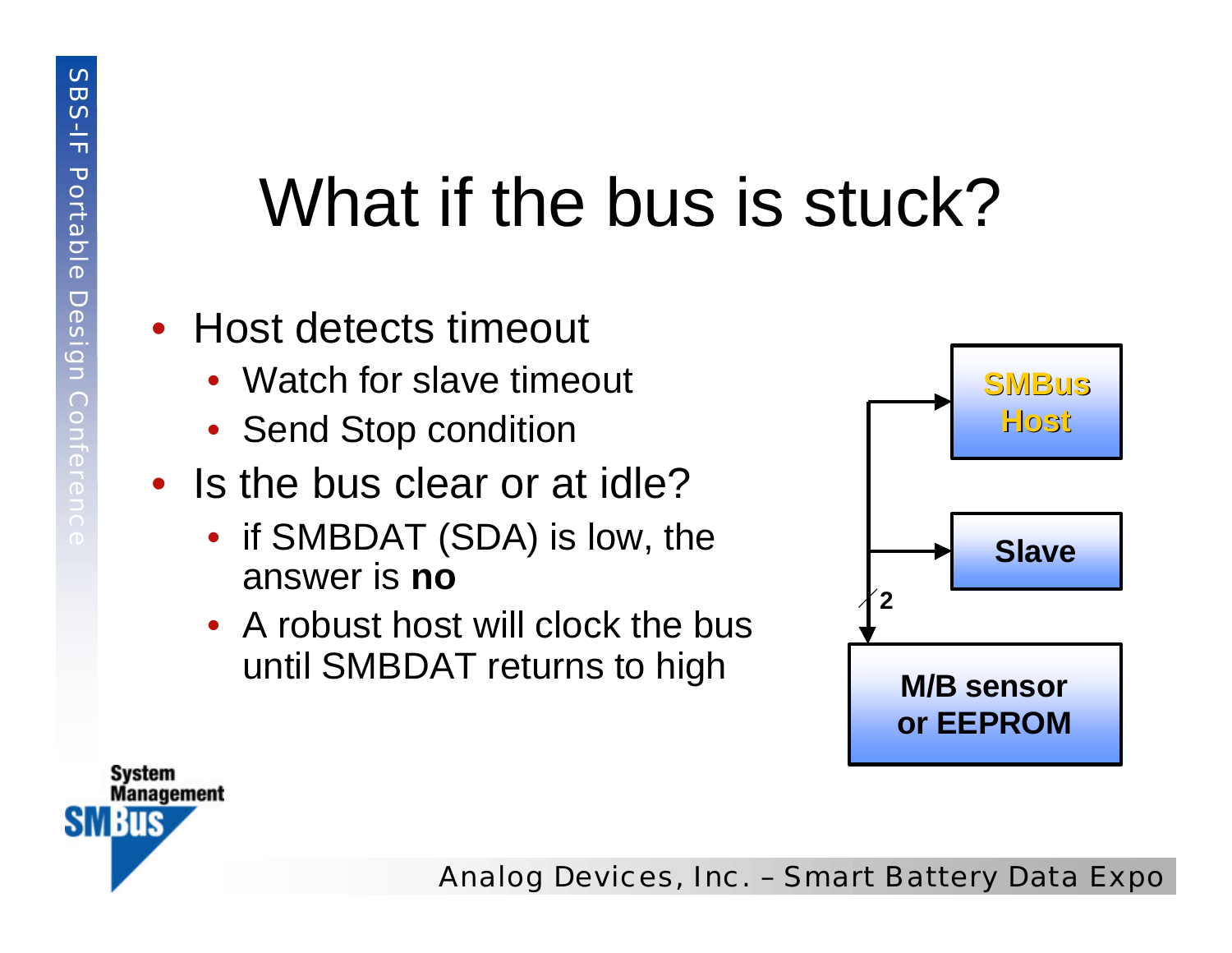# What if the bus is stuck?

- Host detects timeout
  - Watch for slave timeout
  - Send Stop condition
- Is the bus clear or at idle?
  - if SMBDAT (SDA) is low, the answer is **no**
  - A robust host will clock the bus until SMBDAT returns to high

SMBus Host

Slave

2

M/B sensor or EEPROM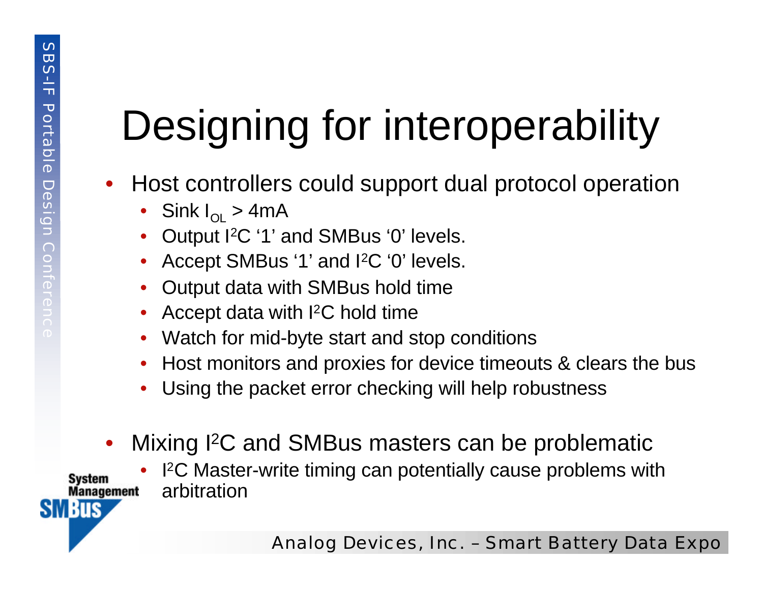# Designing for interoperability

- Host controllers could support dual protocol operation
  - Sink $I_{OL}$ > 4mA
  - Output $I^2C$ ‘1’ and SMBus ‘0’ levels.
  - Accept SMBus ‘1’ and $I^2C$ ‘0’ levels.
  - Output data with SMBus hold time
  - Accept data with $I^2C$ hold time
  - Watch for mid-byte start and stop conditions
  - Host monitors and proxies for device timeouts & clears the bus
  - Using the packet error checking will help robustness
- Mixing $I^2C$ and SMBus masters can be problematic
  - $I^2C$ Master-write timing can potentially cause problems with arbitration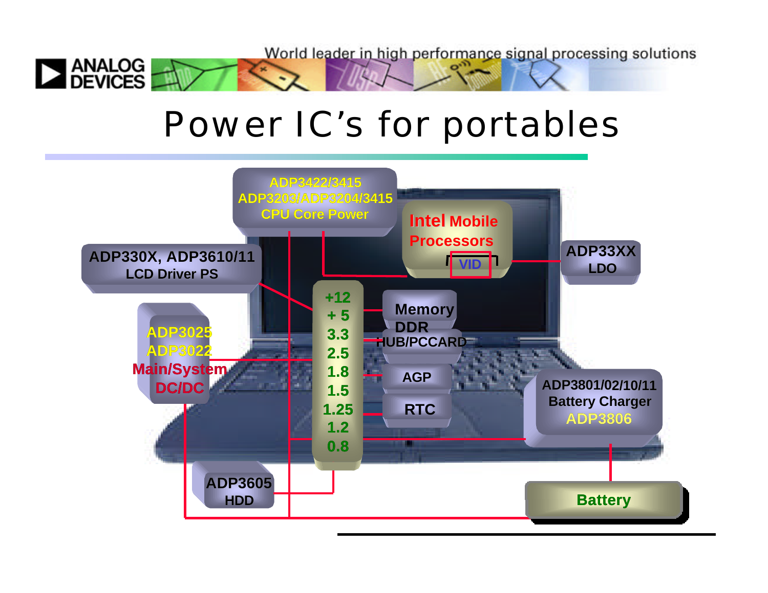# Power IC's for portables

ADP3422/3415
ADP3203/ADP3204/3415
CPU Core Power

Intel Mobile Processors

VID

ADP33XX
LDO

ADP330X, ADP3610/11
LCD Driver PS

+12
+ 5
3.3
2.5
1.8
1.5
1.25
1.2
0.8

Memory
DDR

HUB/PCCARD

AGP

RTC

ADP3025
ADP3022
Main/System
DC/DC

ADP3801/02/10/11
Battery Charger
ADP3806

ADP3605
HDD

Battery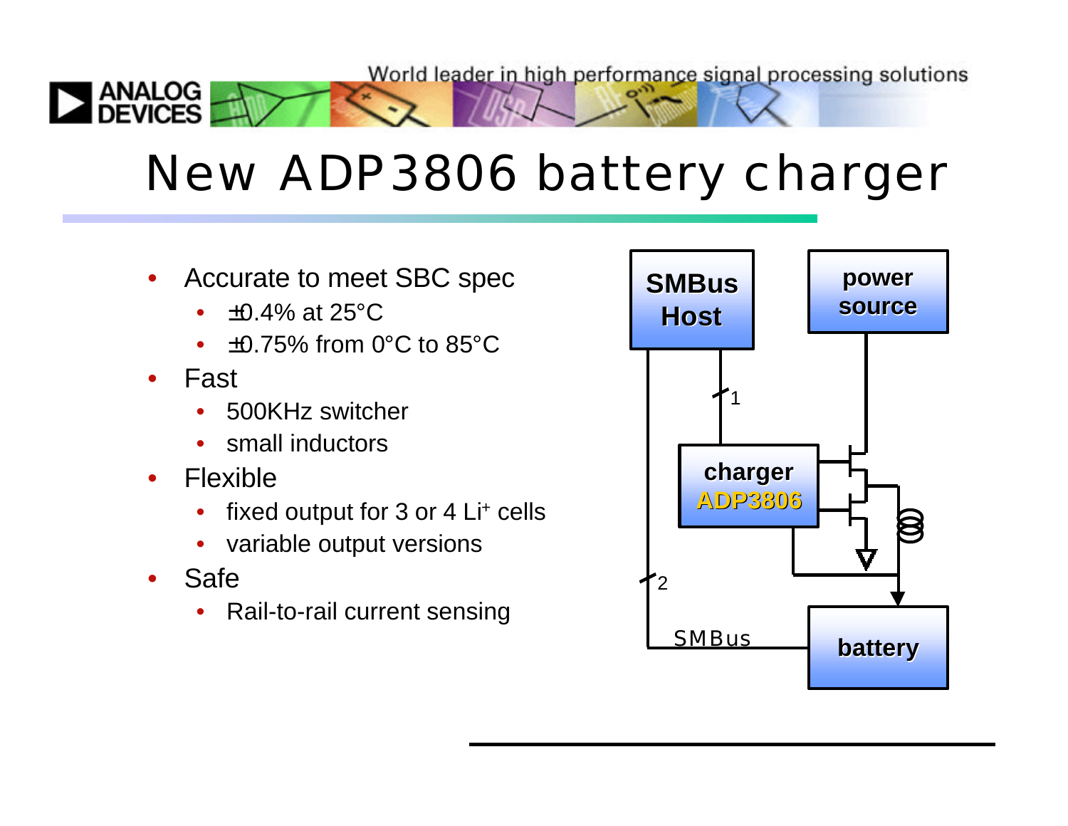# New ADP3806 battery charger

- Accurate to meet SBC spec
  - ±0.4% at 25°C
  - ±0.75% from 0°C to 85°C
- Fast
  - 500KHz switcher
  - small inductors
- Flexible
  - fixed output for 3 or 4 $Li^+$ cells
  - variable output versions
- Safe
  - Rail-to-rail current sensing

SMBus Host

power source

1

charger
ADP3806

2

SMBus

battery